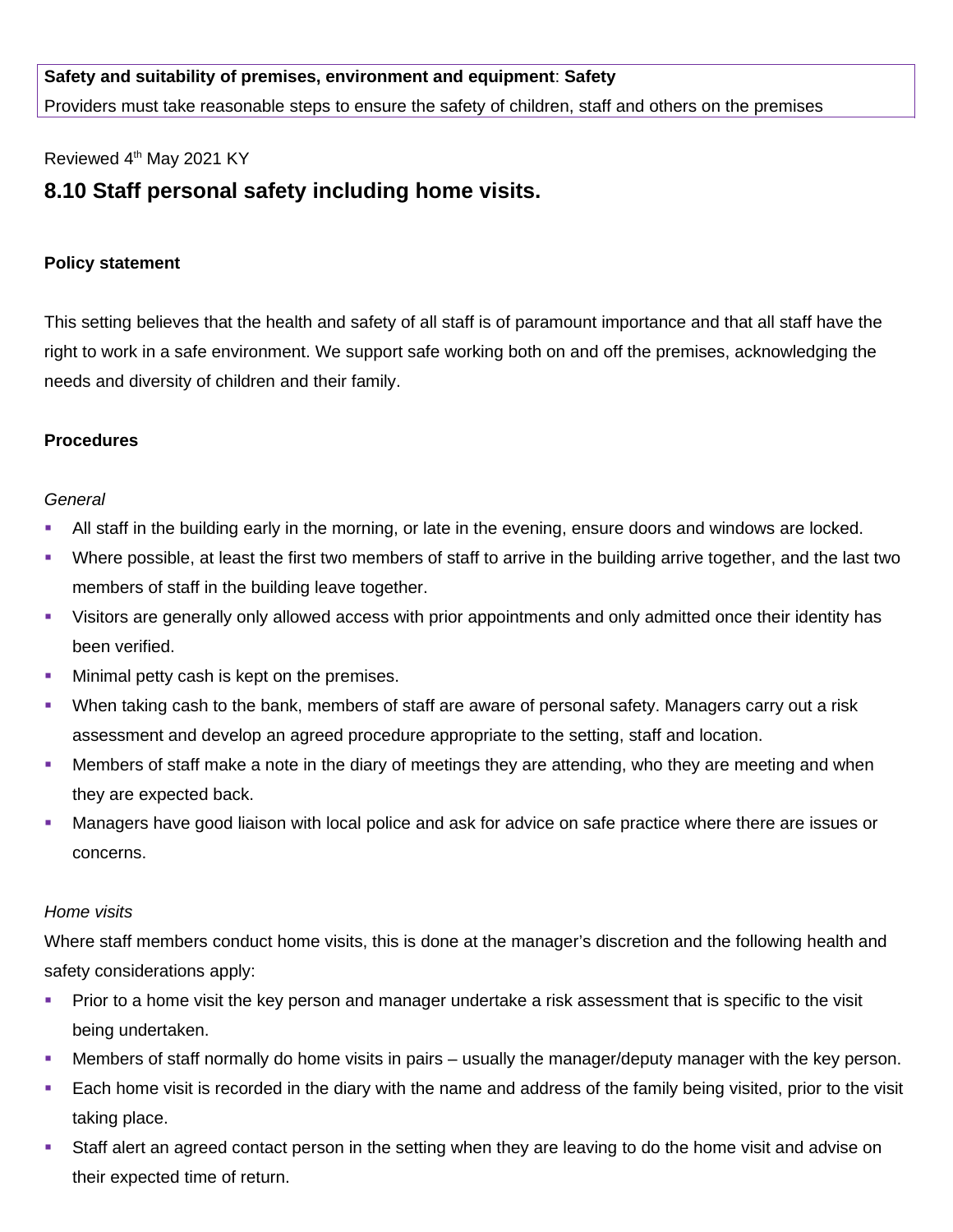**Safety and suitability of premises, environment and equipment**: **Safety**

Providers must take reasonable steps to ensure the safety of children, staff and others on the premises

Reviewed 4th May 2021 KY

## 8.10 Staff personal safety including home visits.

**Policy statement**

This setting believes that the health and safety of all staff is of paramount importance and that all staff have the right to work in a safe environment. We support safe working both on and off the premises, acknowledging the needs and diversity of children and their family.

**Procedures**

*General*

- All staff in the building early in the morning, or late in the evening, ensure doors and windows are locked.
- Where possible, at least the first two members of staff to arrive in the building arrive together, and the last two members of staff in the building leave together.
- Visitors are generally only allowed access with prior appointments and only admitted once their identity has been verified.
- Minimal petty cash is kept on the premises.
- When taking cash to the bank, members of staff are aware of personal safety. Managers carry out a risk assessment and develop an agreed procedure appropriate to the setting, staff and location.
- Members of staff make a note in the diary of meetings they are attending, who they are meeting and when they are expected back.
- Managers have good liaison with local police and ask for advice on safe practice where there are issues or concerns.

*Home visits*

Where staff members conduct home visits, this is done at the manager's discretion and the following health and safety considerations apply:

- Prior to a home visit the key person and manager undertake a risk assessment that is specific to the visit being undertaken.
- Members of staff normally do home visits in pairs – usually the manager/deputy manager with the key person.
- Each home visit is recorded in the diary with the name and address of the family being visited, prior to the visit taking place.
- Staff alert an agreed contact person in the setting when they are leaving to do the home visit and advise on their expected time of return.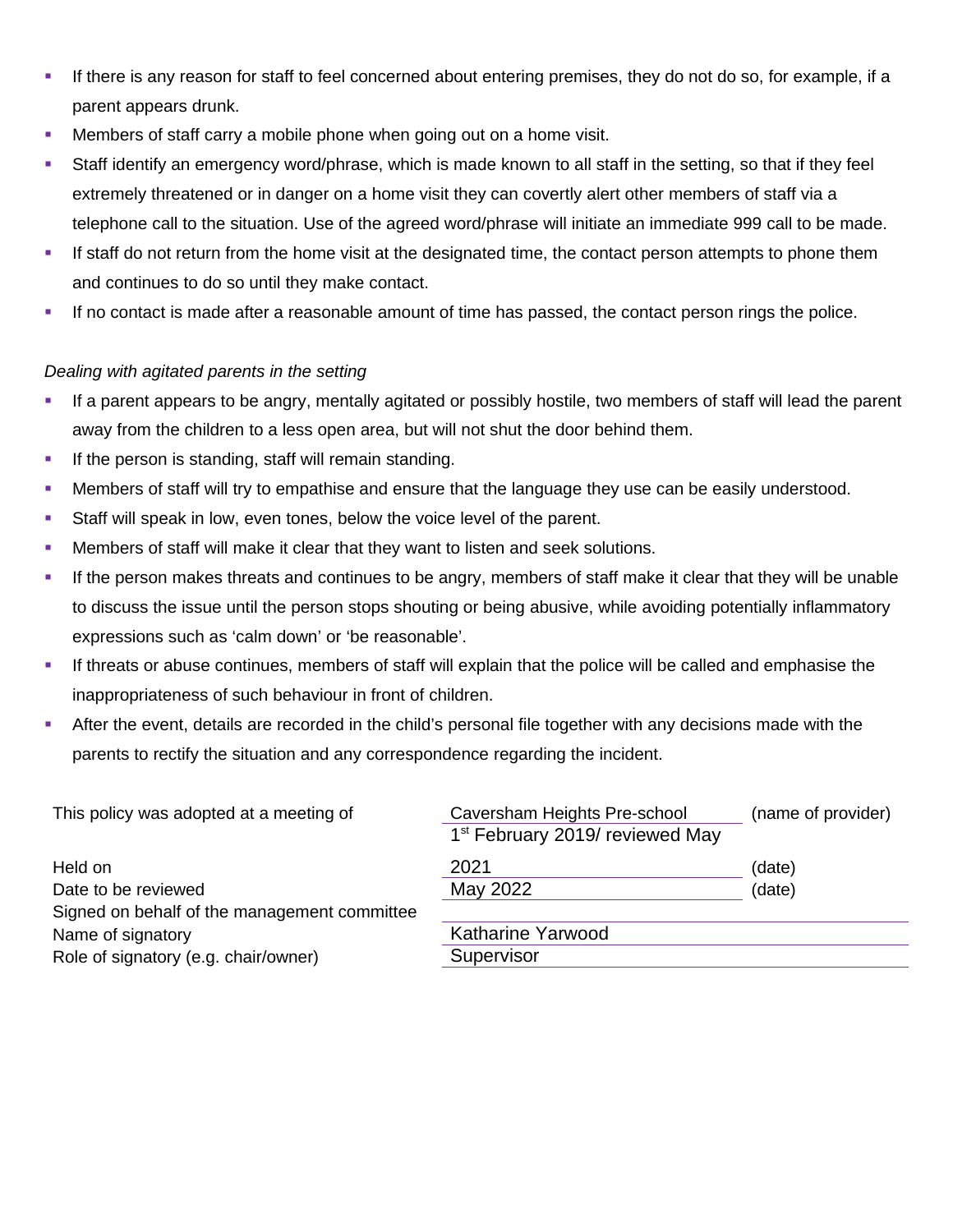- If there is any reason for staff to feel concerned about entering premises, they do not do so, for example, if a parent appears drunk.
- Members of staff carry a mobile phone when going out on a home visit.
- Staff identify an emergency word/phrase, which is made known to all staff in the setting, so that if they feel extremely threatened or in danger on a home visit they can covertly alert other members of staff via a telephone call to the situation. Use of the agreed word/phrase will initiate an immediate 999 call to be made.
- If staff do not return from the home visit at the designated time, the contact person attempts to phone them and continues to do so until they make contact.
- If no contact is made after a reasonable amount of time has passed, the contact person rings the police.

*Dealing with agitated parents in the setting*

- If a parent appears to be angry, mentally agitated or possibly hostile, two members of staff will lead the parent away from the children to a less open area, but will not shut the door behind them.
- If the person is standing, staff will remain standing.
- Members of staff will try to empathise and ensure that the language they use can be easily understood.
- Staff will speak in low, even tones, below the voice level of the parent.
- Members of staff will make it clear that they want to listen and seek solutions.
- If the person makes threats and continues to be angry, members of staff make it clear that they will be unable to discuss the issue until the person stops shouting or being abusive, while avoiding potentially inflammatory expressions such as 'calm down' or 'be reasonable'.
- If threats or abuse continues, members of staff will explain that the police will be called and emphasise the inappropriateness of such behaviour in front of children.
- After the event, details are recorded in the child's personal file together with any decisions made with the parents to rectify the situation and any correspondence regarding the incident.

| | | |
|---|---|---|
| This policy was adopted at a meeting of | Caversham Heights Pre-school | (name of provider) |
| Held on | 1st February 2019/ reviewed May 2021 | (date) |
| Date to be reviewed | May 2022 | (date) |
| Signed on behalf of the management committee | | |
| Name of signatory | Katharine Yarwood | |
| Role of signatory (e.g. chair/owner) | Supervisor | |